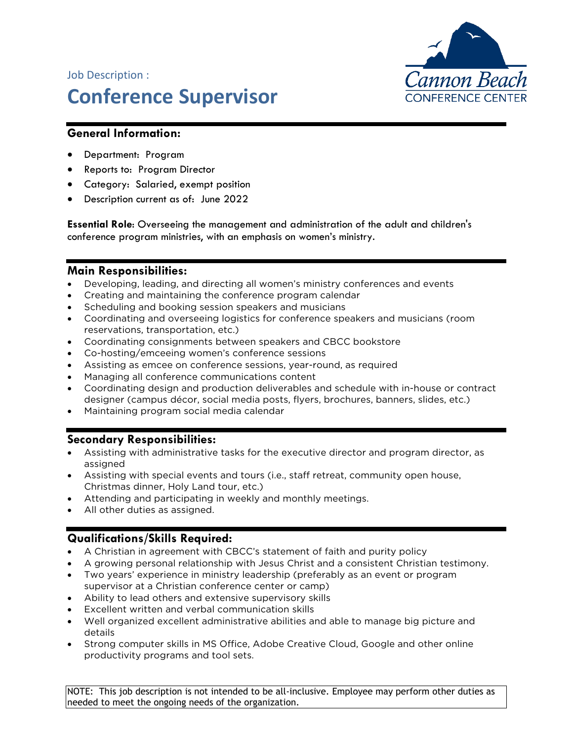Job Description :

# Conference Supervisor

Cannon Beach CONFERENCE CENTER

## General Information:

- Department: Program
- Reports to: Program Director
- Category: Salaried, exempt position
- Description current as of: June 2022

**Essential Role**: Overseeing the management and administration of the adult and children's conference program ministries, with an emphasis on women's ministry.

## Main Responsibilities:

- Developing, leading, and directing all women's ministry conferences and events
- Creating and maintaining the conference program calendar
- Scheduling and booking session speakers and musicians
- Coordinating and overseeing logistics for conference speakers and musicians (room reservations, transportation, etc.)
- Coordinating consignments between speakers and CBCC bookstore
- Co-hosting/emceeing women's conference sessions
- Assisting as emcee on conference sessions, year-round, as required
- Managing all conference communications content
- Coordinating design and production deliverables and schedule with in-house or contract designer (campus décor, social media posts, flyers, brochures, banners, slides, etc.)
- Maintaining program social media calendar

## Secondary Responsibilities:

- Assisting with administrative tasks for the executive director and program director, as assigned
- Assisting with special events and tours (i.e., staff retreat, community open house, Christmas dinner, Holy Land tour, etc.)
- Attending and participating in weekly and monthly meetings.
- All other duties as assigned.

## Qualifications/Skills Required:

- A Christian in agreement with CBCC's statement of faith and purity policy
- A growing personal relationship with Jesus Christ and a consistent Christian testimony.
- Two years' experience in ministry leadership (preferably as an event or program supervisor at a Christian conference center or camp)
- Ability to lead others and extensive supervisory skills
- Excellent written and verbal communication skills
- Well organized excellent administrative abilities and able to manage big picture and details
- Strong computer skills in MS Office, Adobe Creative Cloud, Google and other online productivity programs and tool sets.

NOTE: This job description is not intended to be all-inclusive. Employee may perform other duties as needed to meet the ongoing needs of the organization.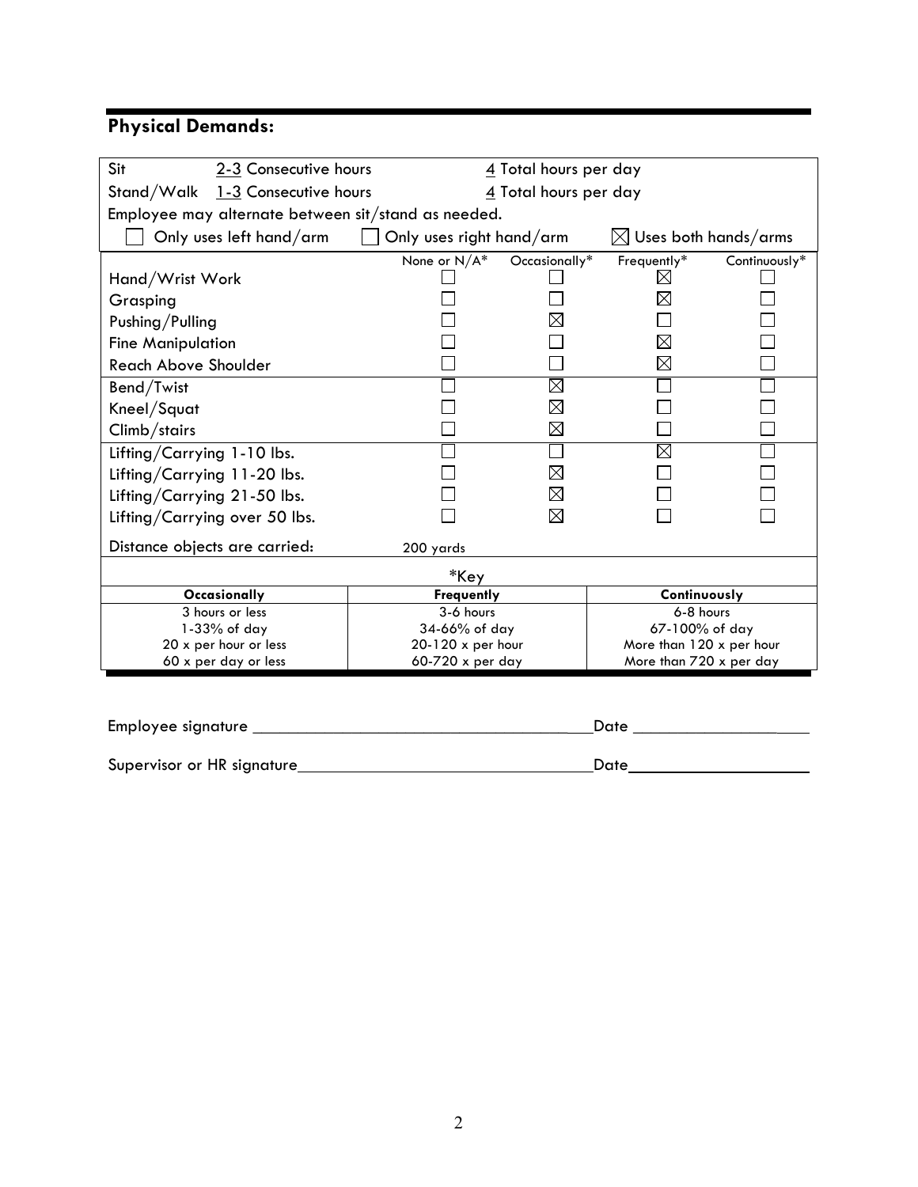## Physical Demands:

Sit 2-3 Consecutive hours 4 Total hours per day

Stand/Walk 1-3 Consecutive hours 4 Total hours per day

Employee may alternate between sit/stand as needed.

☐ Only uses left hand/arm ☐ Only uses right hand/arm ☒ Uses both hands/arms

| | None or N/A* | Occasionally* | Frequently* | Continuously* |
|---|---|---|---|---|
| Hand/Wrist Work | ☐ | ☐ | ☒ | ☐ |
| Grasping | ☐ | ☐ | ☒ | ☐ |
| Pushing/Pulling | ☐ | ☒ | ☐ | ☐ |
| Fine Manipulation | ☐ | ☐ | ☒ | ☐ |
| Reach Above Shoulder | ☐ | ☐ | ☒ | ☐ |
| Bend/Twist | ☐ | ☒ | ☐ | ☐ |
| Kneel/Squat | ☐ | ☒ | ☐ | ☐ |
| Climb/stairs | ☐ | ☒ | ☐ | ☐ |
| Lifting/Carrying 1-10 lbs. | ☐ | ☐ | ☒ | ☐ |
| Lifting/Carrying 11-20 lbs. | ☐ | ☒ | ☐ | ☐ |
| Lifting/Carrying 21-50 lbs. | ☐ | ☒ | ☐ | ☐ |
| Lifting/Carrying over 50 lbs. | ☐ | ☒ | ☐ | ☐ |
| Distance objects are carried: | 200 yards | | | |

*Key

| Occasionally | Frequently | Continuously |
|---|---|---|
| 3 hours or less | 3-6 hours | 6-8 hours |
| 1-33% of day | 34-66% of day | 67-100% of day |
| 20 x per hour or less | 20-120 x per hour | More than 120 x per hour |
| 60 x per day or less | 60-720 x per day | More than 720 x per day |

Employee signature ______________________________ Date ______________

Supervisor or HR signature ______________________________ Date ______________